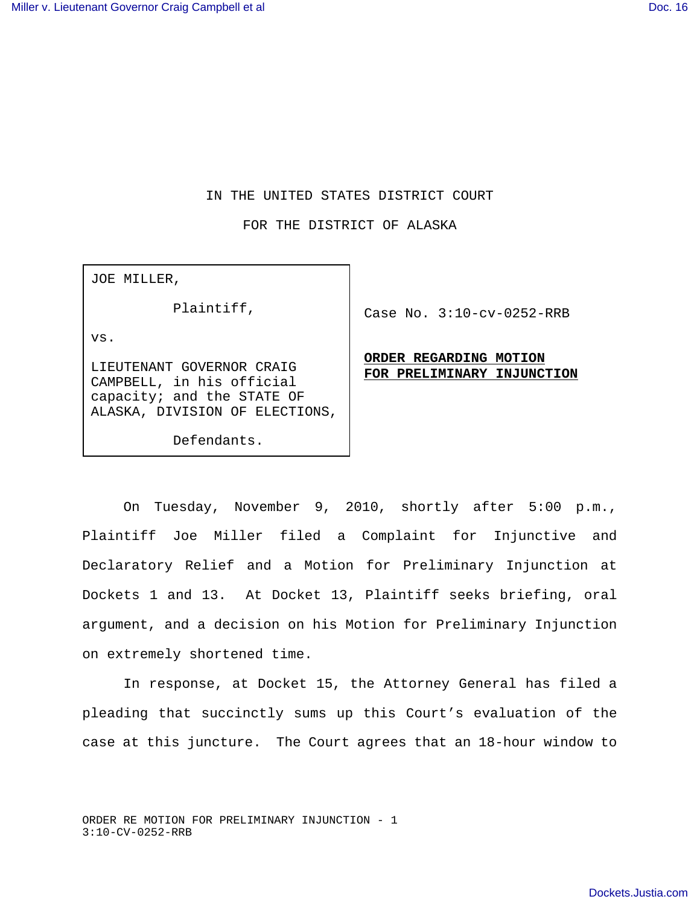IN THE UNITED STATES DISTRICT COURT

FOR THE DISTRICT OF ALASKA

| | |
|---|---|
| JOE MILLER,<br><br>Plaintiff,<br><br>vs.<br><br>LIEUTENANT GOVERNOR CRAIG CAMPBELL, in his official capacity; and the STATE OF ALASKA, DIVISION OF ELECTIONS,<br><br>Defendants. | Case No. 3:10-cv-0252-RRB<br><br>**ORDER REGARDING MOTION FOR PRELIMINARY INJUNCTION** |

On Tuesday, November 9, 2010, shortly after 5:00 p.m., Plaintiff Joe Miller filed a Complaint for Injunctive and Declaratory Relief and a Motion for Preliminary Injunction at Dockets 1 and 13. At Docket 13, Plaintiff seeks briefing, oral argument, and a decision on his Motion for Preliminary Injunction on extremely shortened time.

In response, at Docket 15, the Attorney General has filed a pleading that succinctly sums up this Court's evaluation of the case at this juncture. The Court agrees that an 18-hour window to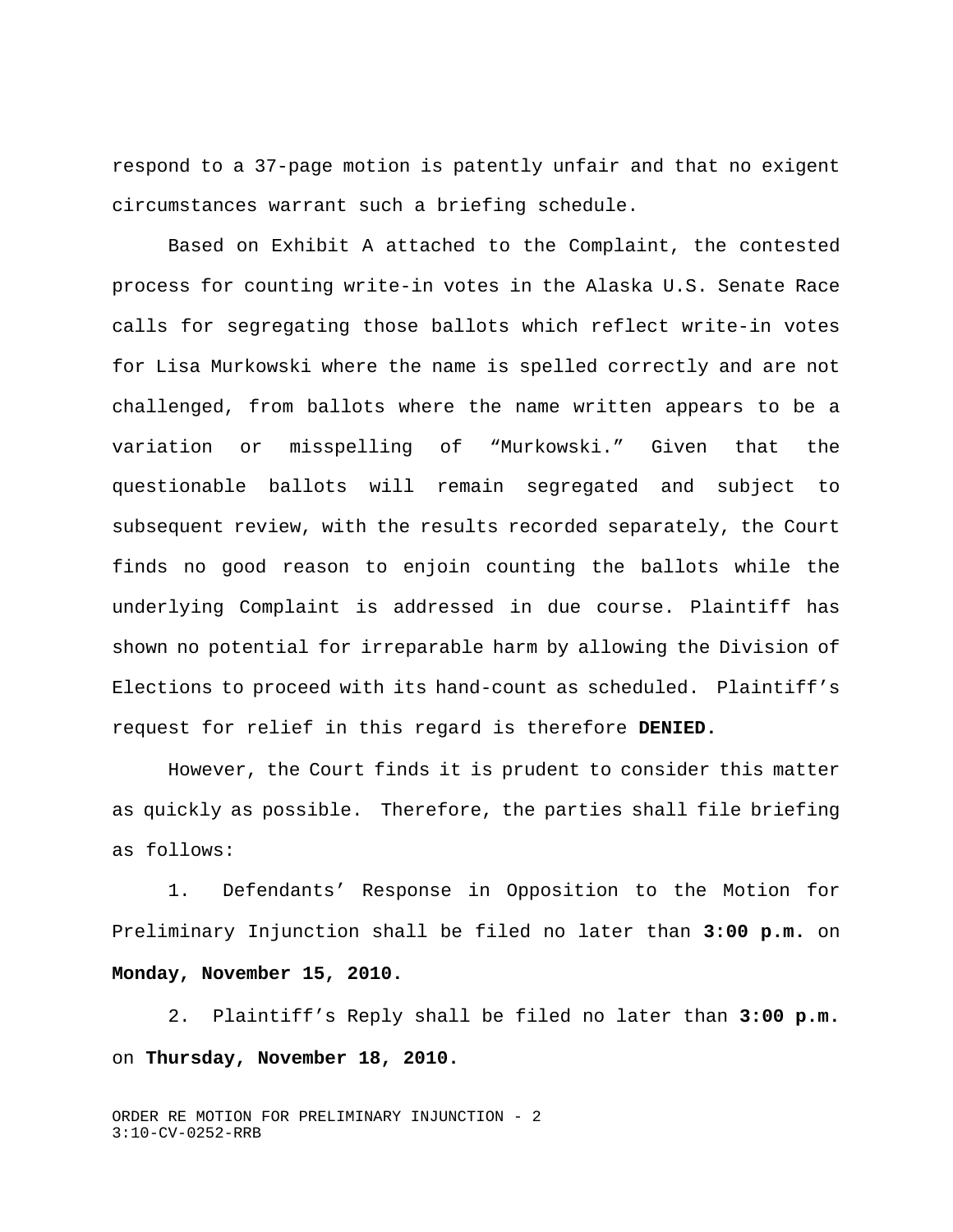respond to a 37-page motion is patently unfair and that no exigent circumstances warrant such a briefing schedule.

Based on Exhibit A attached to the Complaint, the contested process for counting write-in votes in the Alaska U.S. Senate Race calls for segregating those ballots which reflect write-in votes for Lisa Murkowski where the name is spelled correctly and are not challenged, from ballots where the name written appears to be a variation or misspelling of "Murkowski." Given that the questionable ballots will remain segregated and subject to subsequent review, with the results recorded separately, the Court finds no good reason to enjoin counting the ballots while the underlying Complaint is addressed in due course. Plaintiff has shown no potential for irreparable harm by allowing the Division of Elections to proceed with its hand-count as scheduled. Plaintiff's request for relief in this regard is therefore **DENIED.**

However, the Court finds it is prudent to consider this matter as quickly as possible. Therefore, the parties shall file briefing as follows:

1. Defendants' Response in Opposition to the Motion for Preliminary Injunction shall be filed no later than **3:00 p.m.** on **Monday, November 15, 2010.**

2. Plaintiff's Reply shall be filed no later than **3:00 p.m.** on **Thursday, November 18, 2010.**

ORDER RE MOTION FOR PRELIMINARY INJUNCTION - 2
3:10-CV-0252-RRB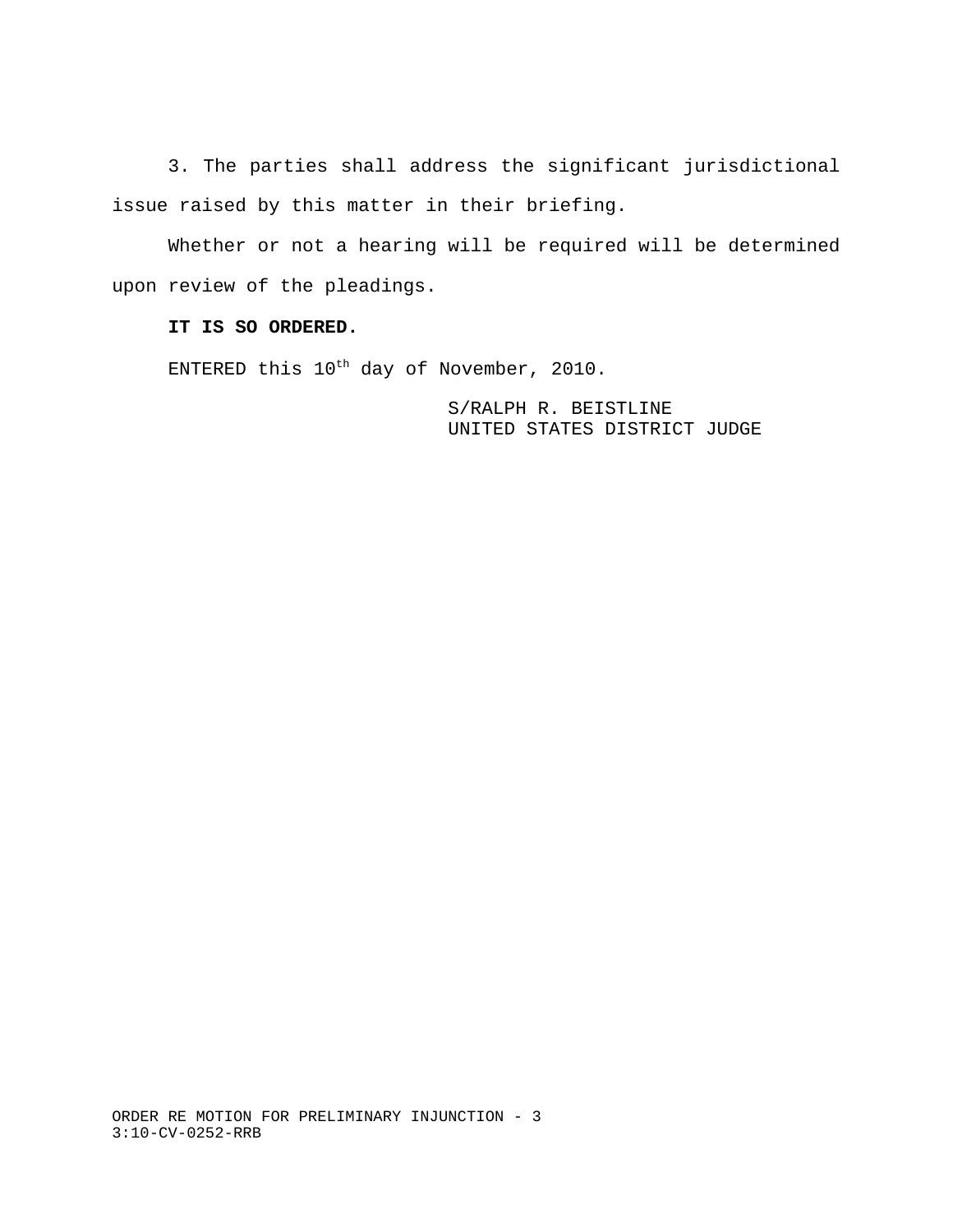3. The parties shall address the significant jurisdictional issue raised by this matter in their briefing.

Whether or not a hearing will be required will be determined upon review of the pleadings.

**IT IS SO ORDERED.**

ENTERED this 10th day of November, 2010.

S/RALPH R. BEISTLINE
UNITED STATES DISTRICT JUDGE